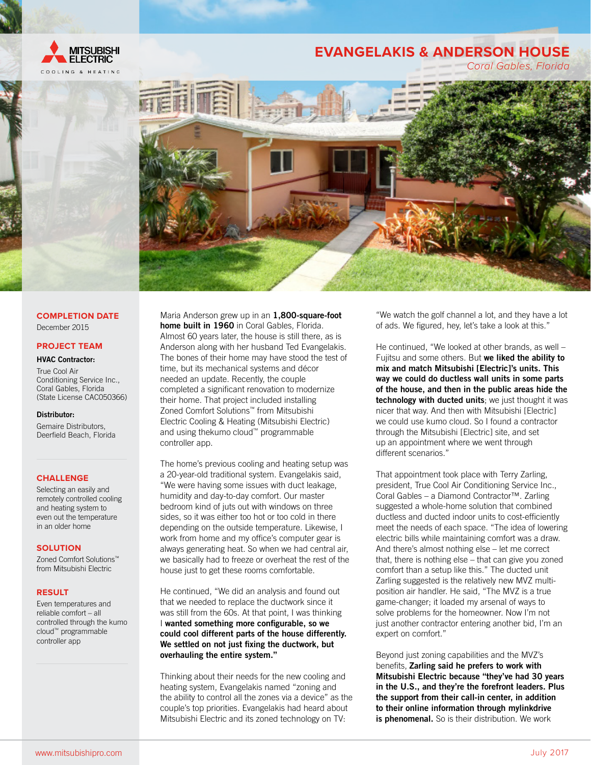# EVANGELAKIS & ANDERSON HOUSE

*Coral Gables, Florida*

## COMPLETION DATE

December 2015

## PROJECT TEAM

**HVAC Contractor:**

True Cool Air Conditioning Service Inc., Coral Gables, Florida (State License CAC050366)

**Distributor:**

Gemaire Distributors, Deerfield Beach, Florida

## CHALLENGE

Selecting an easily and remotely controlled cooling and heating system to even out the temperature in an older home

## SOLUTION

Zoned Comfort Solutions™ from Mitsubishi Electric

## RESULT

Even temperatures and reliable comfort – all controlled through the kumo cloud™ programmable controller app

Maria Anderson grew up in an **1,800-square-foot home built in 1960** in Coral Gables, Florida. Almost 60 years later, the house is still there, as is Anderson along with her husband Ted Evangelakis. The bones of their home may have stood the test of time, but its mechanical systems and décor needed an update. Recently, the couple completed a significant renovation to modernize their home. That project included installing Zoned Comfort Solutions™ from Mitsubishi Electric Cooling & Heating (Mitsubishi Electric) and using thekumo cloud™ programmable controller app.

The home's previous cooling and heating setup was a 20-year-old traditional system. Evangelakis said, "We were having some issues with duct leakage, humidity and day-to-day comfort. Our master bedroom kind of juts out with windows on three sides, so it was either too hot or too cold in there depending on the outside temperature. Likewise, I work from home and my office's computer gear is always generating heat. So when we had central air, we basically had to freeze or overheat the rest of the house just to get these rooms comfortable.

He continued, "We did an analysis and found out that we needed to replace the ductwork since it was still from the 60s. At that point, I was thinking I **wanted something more configurable, so we could cool different parts of the house differently. We settled on not just fixing the ductwork, but overhauling the entire system."**

Thinking about their needs for the new cooling and heating system, Evangelakis named "zoning and the ability to control all the zones via a device" as the couple's top priorities. Evangelakis had heard about Mitsubishi Electric and its zoned technology on TV: "We watch the golf channel a lot, and they have a lot of ads. We figured, hey, let's take a look at this."

He continued, "We looked at other brands, as well – Fujitsu and some others. But **we liked the ability to mix and match Mitsubishi [Electric]'s units. This way we could do ductless wall units in some parts of the house, and then in the public areas hide the technology with ducted units**; we just thought it was nicer that way. And then with Mitsubishi [Electric] we could use kumo cloud. So I found a contractor through the Mitsubishi [Electric] site, and set up an appointment where we went through different scenarios."

That appointment took place with Terry Zarling, president, True Cool Air Conditioning Service Inc., Coral Gables – a Diamond Contractor™. Zarling suggested a whole-home solution that combined ductless and ducted indoor units to cost-efficiently meet the needs of each space. "The idea of lowering electric bills while maintaining comfort was a draw. And there's almost nothing else – let me correct that, there is nothing else – that can give you zoned comfort than a setup like this." The ducted unit Zarling suggested is the relatively new MVZ multi-position air handler. He said, "The MVZ is a true game-changer; it loaded my arsenal of ways to solve problems for the homeowner. Now I'm not just another contractor entering another bid, I'm an expert on comfort."

Beyond just zoning capabilities and the MVZ's benefits, **Zarling said he prefers to work with Mitsubishi Electric because "they've had 30 years in the U.S., and they're the forefront leaders. Plus the support from their call-in center, in addition to their online information through mylinkdrive is phenomenal.** So is their distribution. We work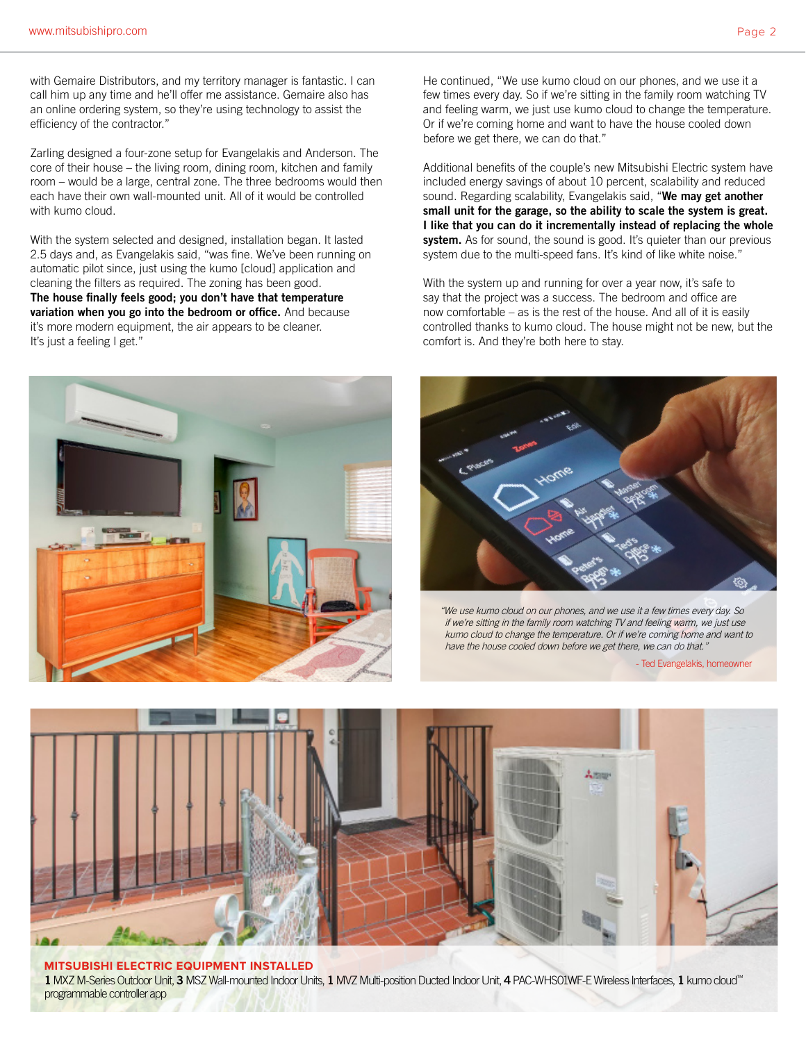with Gemaire Distributors, and my territory manager is fantastic. I can call him up any time and he'll offer me assistance. Gemaire also has an online ordering system, so they're using technology to assist the efficiency of the contractor."

Zarling designed a four-zone setup for Evangelakis and Anderson. The core of their house – the living room, dining room, kitchen and family room – would be a large, central zone. The three bedrooms would then each have their own wall-mounted unit. All of it would be controlled with kumo cloud.

With the system selected and designed, installation began. It lasted 2.5 days and, as Evangelakis said, "was fine. We've been running on automatic pilot since, just using the kumo [cloud] application and cleaning the filters as required. The zoning has been good. **The house finally feels good; you don't have that temperature variation when you go into the bedroom or office.** And because it's more modern equipment, the air appears to be cleaner. It's just a feeling I get."

He continued, "We use kumo cloud on our phones, and we use it a few times every day. So if we're sitting in the family room watching TV and feeling warm, we just use kumo cloud to change the temperature. Or if we're coming home and want to have the house cooled down before we get there, we can do that."

Additional benefits of the couple's new Mitsubishi Electric system have included energy savings of about 10 percent, scalability and reduced sound. Regarding scalability, Evangelakis said, "**We may get another small unit for the garage, so the ability to scale the system is great. I like that you can do it incrementally instead of replacing the whole system.** As for sound, the sound is good. It's quieter than our previous system due to the multi-speed fans. It's kind of like white noise."

With the system up and running for over a year now, it's safe to say that the project was a success. The bedroom and office are now comfortable – as is the rest of the house. And all of it is easily controlled thanks to kumo cloud. The house might not be new, but the comfort is. And they're both here to stay.

*"We use kumo cloud on our phones, and we use it a few times every day. So if we're sitting in the family room watching TV and feeling warm, we just use kumo cloud to change the temperature. Or if we're coming home and want to have the house cooled down before we get there, we can do that."*

- Ted Evangelakis, homeowner

**MITSUBISHI ELECTRIC EQUIPMENT INSTALLED**

**1** MXZ M-Series Outdoor Unit, **3** MSZ Wall-mounted Indoor Units, **1** MVZ Multi-position Ducted Indoor Unit, **4** PAC-WHS01WF-E Wireless Interfaces, **1** kumo cloud™ programmable controller app